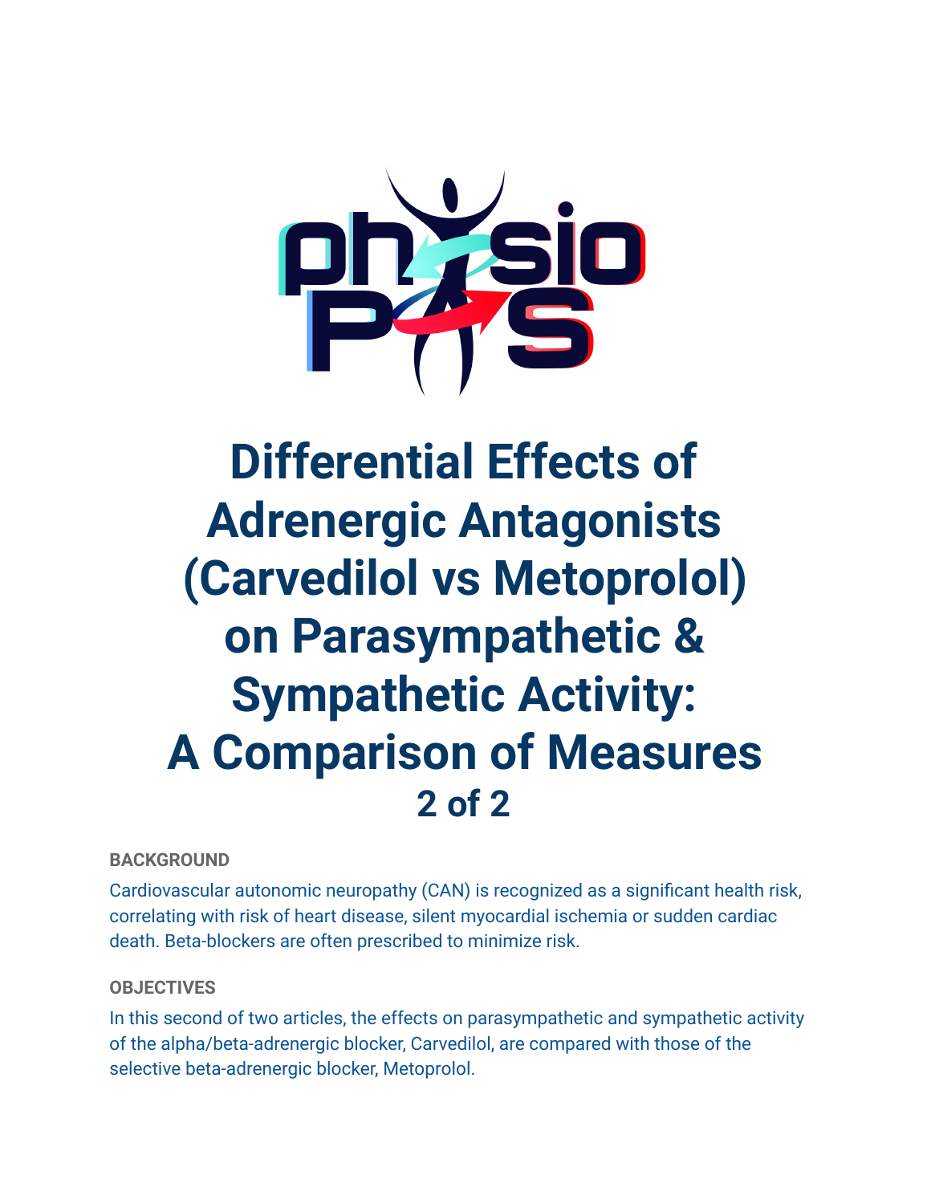# Differential Effects of Adrenergic Antagonists (Carvedilol vs Metoprolol) on Parasympathetic & Sympathetic Activity: A Comparison of Measures

## 2 of 2

**BACKGROUND**

Cardiovascular autonomic neuropathy (CAN) is recognized as a significant health risk, correlating with risk of heart disease, silent myocardial ischemia or sudden cardiac death. Beta-blockers are often prescribed to minimize risk.

**OBJECTIVES**

In this second of two articles, the effects on parasympathetic and sympathetic activity of the alpha/beta-adrenergic blocker, Carvedilol, are compared with those of the selective beta-adrenergic blocker, Metoprolol.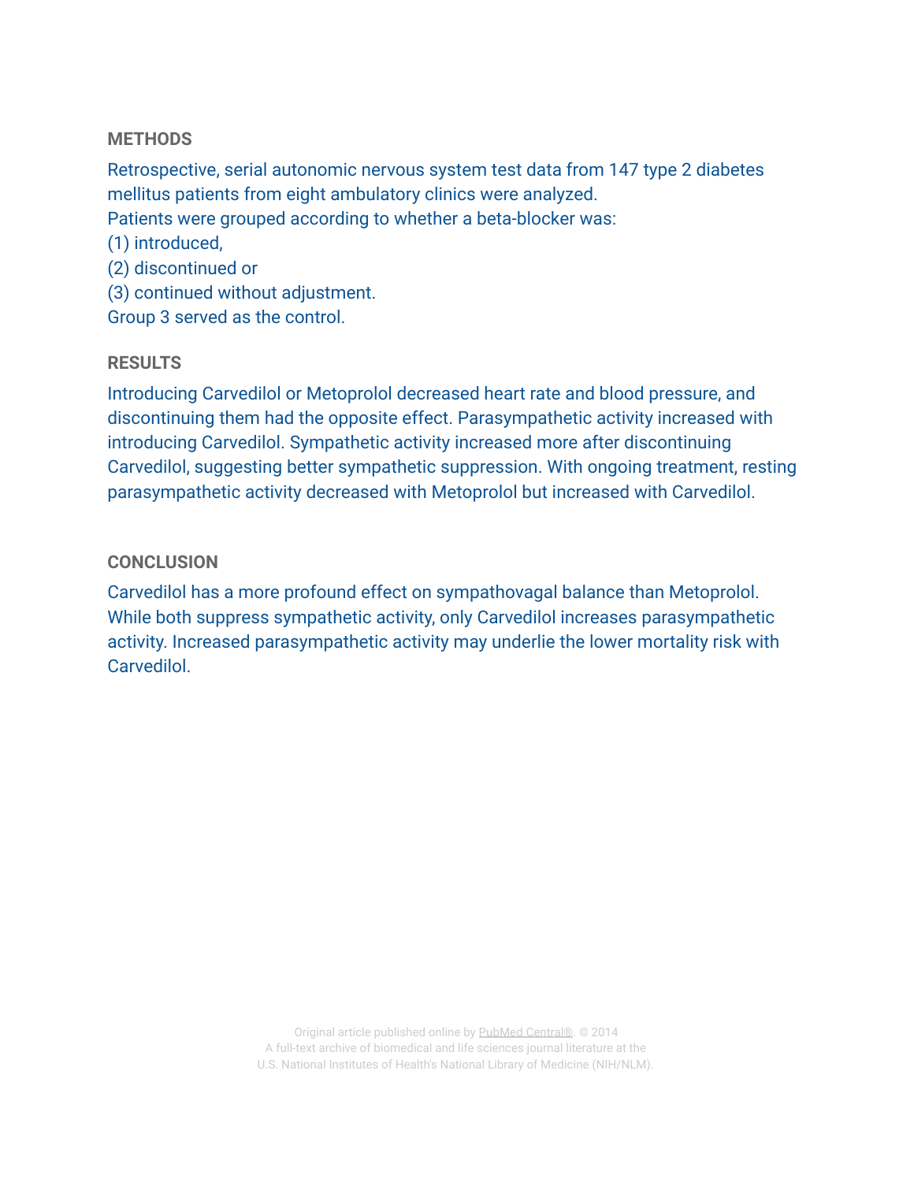## METHODS

Retrospective, serial autonomic nervous system test data from 147 type 2 diabetes mellitus patients from eight ambulatory clinics were analyzed.
Patients were grouped according to whether a beta-blocker was:
(1) introduced,
(2) discontinued or
(3) continued without adjustment.
Group 3 served as the control.

## RESULTS

Introducing Carvedilol or Metoprolol decreased heart rate and blood pressure, and discontinuing them had the opposite effect. Parasympathetic activity increased with introducing Carvedilol. Sympathetic activity increased more after discontinuing Carvedilol, suggesting better sympathetic suppression. With ongoing treatment, resting parasympathetic activity decreased with Metoprolol but increased with Carvedilol.

## CONCLUSION

Carvedilol has a more profound effect on sympathovagal balance than Metoprolol. While both suppress sympathetic activity, only Carvedilol increases parasympathetic activity. Increased parasympathetic activity may underlie the lower mortality risk with Carvedilol.

Original article published online by PubMed Central®. © 2014
A full-text archive of biomedical and life sciences journal literature at the U.S. National Institutes of Health's National Library of Medicine (NIH/NLM).